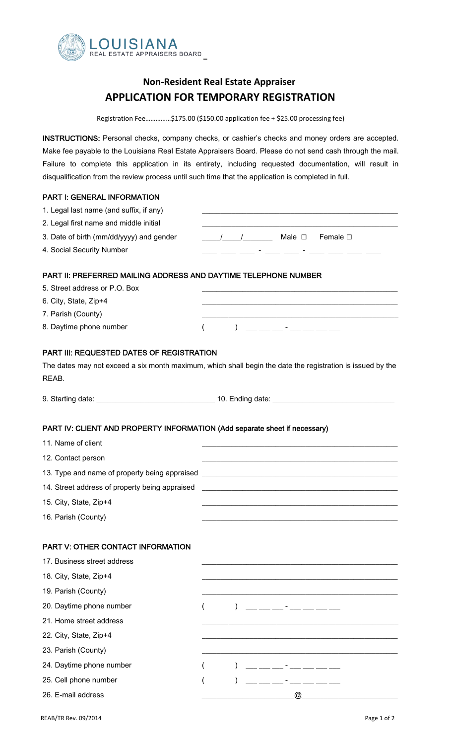LOUISIANA
REAL ESTATE APPRAISERS BOARD

## Non-Resident Real Estate Appraiser
# APPLICATION FOR TEMPORARY REGISTRATION

Registration Fee……………$175.00 ($150.00 application fee + $25.00 processing fee)

**INSTRUCTIONS:** Personal checks, company checks, or cashier's checks and money orders are accepted. Make fee payable to the Louisiana Real Estate Appraisers Board. Please do not send cash through the mail. Failure to complete this application in its entirety, including requested documentation, will result in disqualification from the review process until such time that the application is completed in full.

### PART I: GENERAL INFORMATION

1. Legal last name (and suffix, if any) ______________________________
2. Legal first name and middle initial ______________________________
3. Date of birth (mm/dd/yyyy) and gender ____/____/________ Male ☐ Female ☐
4. Social Security Number ___ ___ ___ - ___ ___ - ___ ___ ___ ___

### PART II: PREFERRED MAILING ADDRESS AND DAYTIME TELEPHONE NUMBER

5. Street address or P.O. Box ______________________________
6. City, State, Zip+4 ______________________________
7. Parish (County) ______________________________
8. Daytime phone number (     ) ___ ___ ___ - ___ ___ ___ ___

### PART III: REQUESTED DATES OF REGISTRATION

The dates may not exceed a six month maximum, which shall begin the date the registration is issued by the REAB.

9. Starting date: ______________________________ 10. Ending date: ______________________________

### PART IV: CLIENT AND PROPERTY INFORMATION (Add separate sheet if necessary)

11. Name of client ______________________________
12. Contact person ______________________________
13. Type and name of property being appraised ______________________________
14. Street address of property being appraised ______________________________
15. City, State, Zip+4 ______________________________
16. Parish (County) ______________________________

### PART V: OTHER CONTACT INFORMATION

17. Business street address ______________________________
18. City, State, Zip+4 ______________________________
19. Parish (County) ______________________________
20. Daytime phone number (     ) ___ ___ ___ - ___ ___ ___ ___
21. Home street address ______________________________
22. City, State, Zip+4 ______________________________
23. Parish (County) ______________________________
24. Daytime phone number (     ) ___ ___ ___ - ___ ___ ___ ___
25. Cell phone number (     ) ___ ___ ___ - ___ ___ ___ ___
26. E-mail address ______________@______________

REAB/TR Rev. 09/2014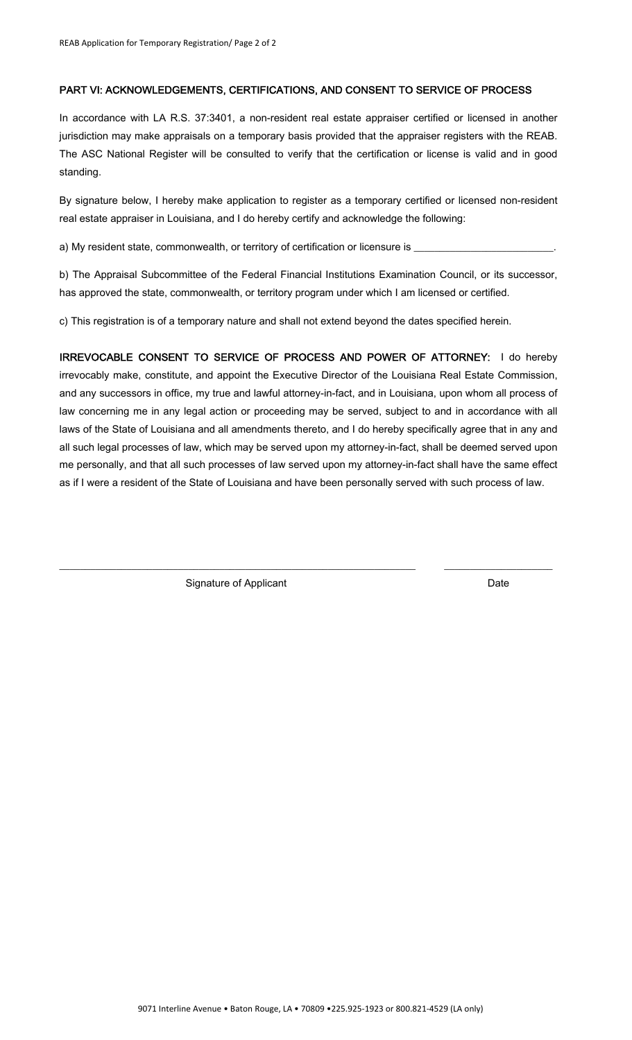## PART VI: ACKNOWLEDGEMENTS, CERTIFICATIONS, AND CONSENT TO SERVICE OF PROCESS

In accordance with LA R.S. 37:3401, a non-resident real estate appraiser certified or licensed in another jurisdiction may make appraisals on a temporary basis provided that the appraiser registers with the REAB. The ASC National Register will be consulted to verify that the certification or license is valid and in good standing.

By signature below, I hereby make application to register as a temporary certified or licensed non-resident real estate appraiser in Louisiana, and I do hereby certify and acknowledge the following:

a) My resident state, commonwealth, or territory of certification or licensure is \_\_\_\_\_\_\_\_\_\_\_\_\_\_\_\_\_\_\_\_\_\_\_\_.

b) The Appraisal Subcommittee of the Federal Financial Institutions Examination Council, or its successor, has approved the state, commonwealth, or territory program under which I am licensed or certified.

c) This registration is of a temporary nature and shall not extend beyond the dates specified herein.

**IRREVOCABLE CONSENT TO SERVICE OF PROCESS AND POWER OF ATTORNEY:** I do hereby irrevocably make, constitute, and appoint the Executive Director of the Louisiana Real Estate Commission, and any successors in office, my true and lawful attorney-in-fact, and in Louisiana, upon whom all process of law concerning me in any legal action or proceeding may be served, subject to and in accordance with all laws of the State of Louisiana and all amendments thereto, and I do hereby specifically agree that in any and all such legal processes of law, which may be served upon my attorney-in-fact, shall be deemed served upon me personally, and that all such processes of law served upon my attorney-in-fact shall have the same effect as if I were a resident of the State of Louisiana and have been personally served with such process of law.

\_\_\_\_\_\_\_\_\_\_\_\_\_\_\_\_\_\_\_\_\_\_\_\_\_\_\_\_\_\_\_\_\_\_\_\_\_\_\_\_ \_\_\_\_\_\_\_\_\_\_\_\_\_\_\_\_\_\_\_\_

Signature of Applicant Date

9071 Interline Avenue • Baton Rouge, LA • 70809 •225.925-1923 or 800.821-4529 (LA only)